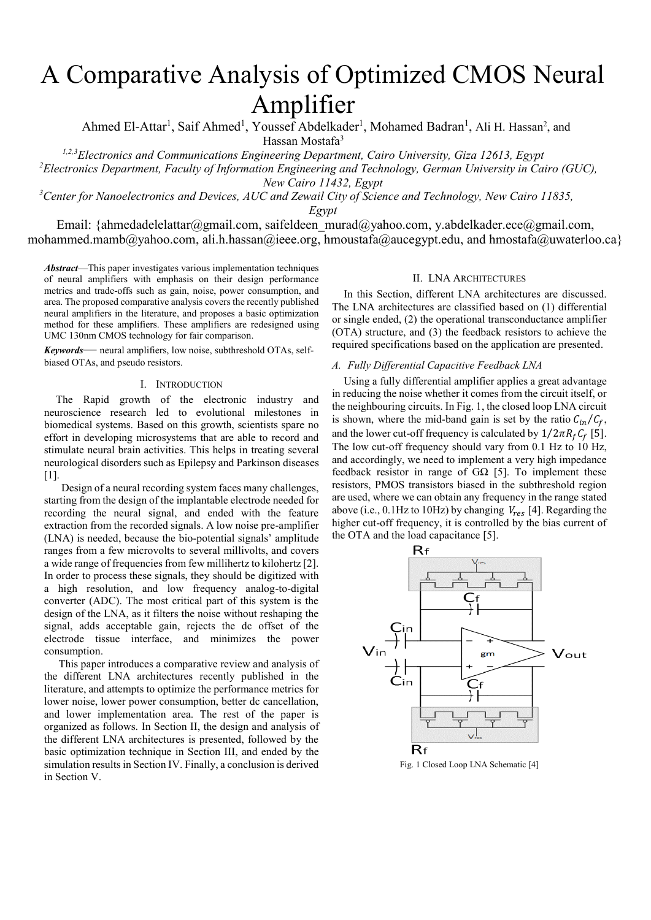# A Comparative Analysis of Optimized CMOS Neural Amplifier

Ahmed El-Attar[1], Saif Ahmed[1], Youssef Abdelkader[1], Mohamed Badran[1], Ali H. Hassan[2], and Hassan Mostafa[3]

[1,2,3]*Electronics and Communications Engineering Department, Cairo University, Giza 12613, Egypt*
[2]*Electronics Department, Faculty of Information Engineering and Technology, German University in Cairo (GUC), New Cairo 11432, Egypt*
[3]*Center for Nanoelectronics and Devices, AUC and Zewail City of Science and Technology, New Cairo 11835, Egypt*

Email: {ahmedadelelattar@gmail.com, saifeldeen_murad@yahoo.com, y.abdelkader.ece@gmail.com, mohammed.mamb@yahoo.com, ali.h.hassan@ieee.org, hmoustafa@aucegypt.edu, and hmostafa@uwaterloo.ca}

***Abstract***—This paper investigates various implementation techniques of neural amplifiers with emphasis on their design performance metrics and trade-offs such as gain, noise, power consumption, and area. The proposed comparative analysis covers the recently published neural amplifiers in the literature, and proposes a basic optimization method for these amplifiers. These amplifiers are redesigned using UMC 130nm CMOS technology for fair comparison.

***Keywords***— neural amplifiers, low noise, subthreshold OTAs, self-biased OTAs, and pseudo resistors.

## I. Introduction

The Rapid growth of the electronic industry and neuroscience research led to evolutional milestones in biomedical systems. Based on this growth, scientists spare no effort in developing microsystems that are able to record and stimulate neural brain activities. This helps in treating several neurological disorders such as Epilepsy and Parkinson diseases [1].

Design of a neural recording system faces many challenges, starting from the design of the implantable electrode needed for recording the neural signal, and ended with the feature extraction from the recorded signals. A low noise pre-amplifier (LNA) is needed, because the bio-potential signals' amplitude ranges from a few microvolts to several millivolts, and covers a wide range of frequencies from few millihertz to kilohertz [2]. In order to process these signals, they should be digitized with a high resolution, and low frequency analog-to-digital converter (ADC). The most critical part of this system is the design of the LNA, as it filters the noise without reshaping the signal, adds acceptable gain, rejects the dc offset of the electrode tissue interface, and minimizes the power consumption.

This paper introduces a comparative review and analysis of the different LNA architectures recently published in the literature, and attempts to optimize the performance metrics for lower noise, lower power consumption, better dc cancellation, and lower implementation area. The rest of the paper is organized as follows. In Section II, the design and analysis of the different LNA architectures is presented, followed by the basic optimization technique in Section III, and ended by the simulation results in Section IV. Finally, a conclusion is derived in Section V.

## II. LNA Architectures

In this Section, different LNA architectures are discussed. The LNA architectures are classified based on (1) differential or single ended, (2) the operational transconductance amplifier (OTA) structure, and (3) the feedback resistors to achieve the required specifications based on the application are presented.

### A. Fully Differential Capacitive Feedback LNA

Using a fully differential amplifier applies a great advantage in reducing the noise whether it comes from the circuit itself, or the neighbouring circuits. In Fig. 1, the closed loop LNA circuit is shown, where the mid-band gain is set by the ratio $C_{in}/C_f$, and the lower cut-off frequency is calculated by $1/2\pi R_f C_f$ [5]. The low cut-off frequency should vary from 0.1 Hz to 10 Hz, and accordingly, we need to implement a very high impedance feedback resistor in range of GΩ [5]. To implement these resistors, PMOS transistors biased in the subthreshold region are used, where we can obtain any frequency in the range stated above (i.e., 0.1Hz to 10Hz) by changing $V_{res}$ [4]. Regarding the higher cut-off frequency, it is controlled by the bias current of the OTA and the load capacitance [5].

Rf
Vres
Cf
Cin
Vin
gm
Vout
Cin
Cf
Vres
Rf

Fig. 1 Closed Loop LNA Schematic [4]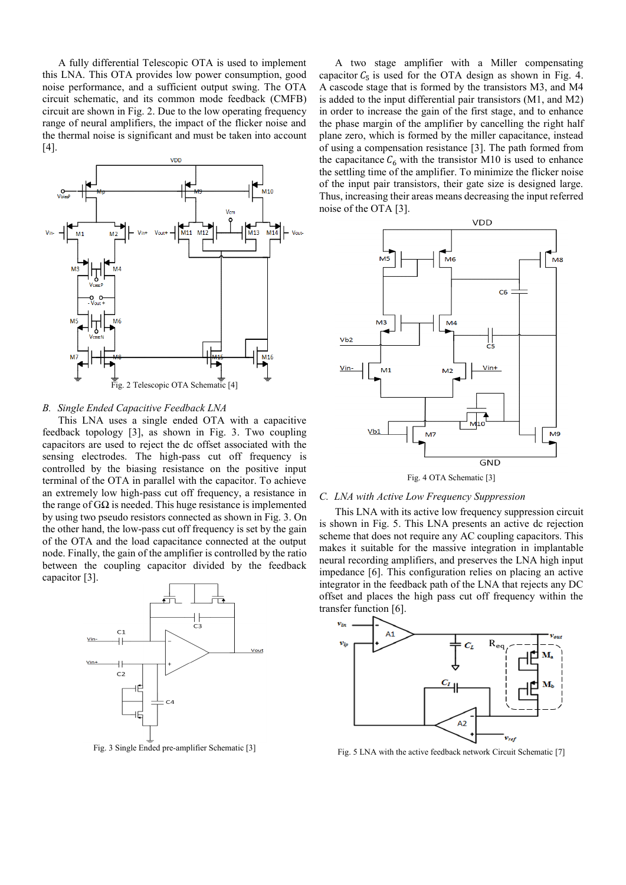A fully differential Telescopic OTA is used to implement this LNA. This OTA provides low power consumption, good noise performance, and a sufficient output swing. The OTA circuit schematic, and its common mode feedback (CMFB) circuit are shown in Fig. 2. Due to the low operating frequency range of neural amplifiers, the impact of the flicker noise and the thermal noise is significant and must be taken into account [4].

Fig. 2 Telescopic OTA Schematic [4]

### B. Single Ended Capacitive Feedback LNA

This LNA uses a single ended OTA with a capacitive feedback topology [3], as shown in Fig. 3. Two coupling capacitors are used to reject the dc offset associated with the sensing electrodes. The high-pass cut off frequency is controlled by the biasing resistance on the positive input terminal of the OTA in parallel with the capacitor. To achieve an extremely low high-pass cut off frequency, a resistance in the range of GΩ is needed. This huge resistance is implemented by using two pseudo resistors connected as shown in Fig. 3. On the other hand, the low-pass cut off frequency is set by the gain of the OTA and the load capacitance connected at the output node. Finally, the gain of the amplifier is controlled by the ratio between the coupling capacitor divided by the feedback capacitor [3].

Fig. 3 Single Ended pre-amplifier Schematic [3]

A two stage amplifier with a Miller compensating capacitor $C_5$ is used for the OTA design as shown in Fig. 4. A cascode stage that is formed by the transistors M3, and M4 is added to the input differential pair transistors (M1, and M2) in order to increase the gain of the first stage, and to enhance the phase margin of the amplifier by cancelling the right half plane zero, which is formed by the miller capacitance, instead of using a compensation resistance [3]. The path formed from the capacitance $C_6$ with the transistor M10 is used to enhance the settling time of the amplifier. To minimize the flicker noise of the input pair transistors, their gate size is designed large. Thus, increasing their areas means decreasing the input referred noise of the OTA [3].

Fig. 4 OTA Schematic [3]

### C. LNA with Active Low Frequency Suppression

This LNA with its active low frequency suppression circuit is shown in Fig. 5. This LNA presents an active dc rejection scheme that does not require any AC coupling capacitors. This makes it suitable for the massive integration in implantable neural recording amplifiers, and preserves the LNA high input impedance [6]. This configuration relies on placing an active integrator in the feedback path of the LNA that rejects any DC offset and places the high pass cut off frequency within the transfer function [6].

Fig. 5 LNA with the active feedback network Circuit Schematic [7]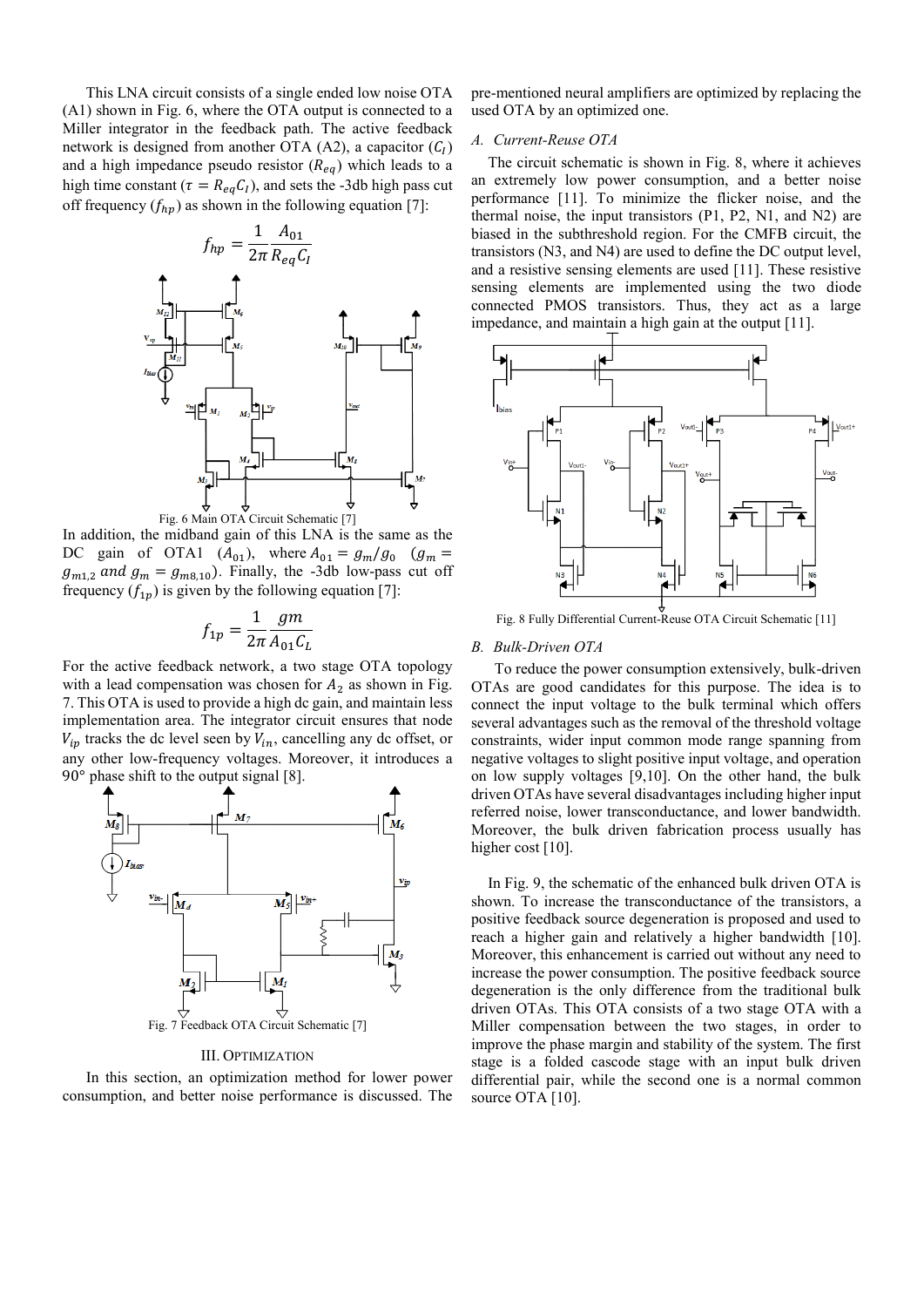This LNA circuit consists of a single ended low noise OTA (A1) shown in Fig. 6, where the OTA output is connected to a Miller integrator in the feedback path. The active feedback network is designed from another OTA (A2), a capacitor ($C_I$) and a high impedance pseudo resistor ($R_{eq}$) which leads to a high time constant ($\tau = R_{eq}C_I$), and sets the -3db high pass cut off frequency ($f_{hp}$) as shown in the following equation [7]:

$$f_{hp} = \frac{1}{2\pi} \frac{A_{01}}{R_{eq}C_I}$$

Fig. 6 Main OTA Circuit Schematic [7]

In addition, the midband gain of this LNA is the same as the DC gain of OTA1 ($A_{01}$), where $A_{01} = g_m/g_0$ ($g_m = g_{m1,2}$ and $g_m = g_{m8,10}$). Finally, the -3db low-pass cut off frequency ($f_{1p}$) is given by the following equation [7]:

$$f_{1p} = \frac{1}{2\pi} \frac{gm}{A_{01}C_L}$$

For the active feedback network, a two stage OTA topology with a lead compensation was chosen for $A_2$ as shown in Fig. 7. This OTA is used to provide a high dc gain, and maintain less implementation area. The integrator circuit ensures that node $V_{ip}$ tracks the dc level seen by $V_{in}$, cancelling any dc offset, or any other low-frequency voltages. Moreover, it introduces a 90° phase shift to the output signal [8].

Fig. 7 Feedback OTA Circuit Schematic [7]

## III. Optimization

In this section, an optimization method for lower power consumption, and better noise performance is discussed. The pre-mentioned neural amplifiers are optimized by replacing the used OTA by an optimized one.

### A. Current-Reuse OTA

The circuit schematic is shown in Fig. 8, where it achieves an extremely low power consumption, and a better noise performance [11]. To minimize the flicker noise, and the thermal noise, the input transistors (P1, P2, N1, and N2) are biased in the subthreshold region. For the CMFB circuit, the transistors (N3, and N4) are used to define the DC output level, and a resistive sensing elements are used [11]. These resistive sensing elements are implemented using the two diode connected PMOS transistors. Thus, they act as a large impedance, and maintain a high gain at the output [11].

Fig. 8 Fully Differential Current-Reuse OTA Circuit Schematic [11]

### B. Bulk-Driven OTA

To reduce the power consumption extensively, bulk-driven OTAs are good candidates for this purpose. The idea is to connect the input voltage to the bulk terminal which offers several advantages such as the removal of the threshold voltage constraints, wider input common mode range spanning from negative voltages to slight positive input voltage, and operation on low supply voltages [9,10]. On the other hand, the bulk driven OTAs have several disadvantages including higher input referred noise, lower transconductance, and lower bandwidth. Moreover, the bulk driven fabrication process usually has higher cost [10].

In Fig. 9, the schematic of the enhanced bulk driven OTA is shown. To increase the transconductance of the transistors, a positive feedback source degeneration is proposed and used to reach a higher gain and relatively a higher bandwidth [10]. Moreover, this enhancement is carried out without any need to increase the power consumption. The positive feedback source degeneration is the only difference from the traditional bulk driven OTAs. This OTA consists of a two stage OTA with a Miller compensation between the two stages, in order to improve the phase margin and stability of the system. The first stage is a folded cascode stage with an input bulk driven differential pair, while the second one is a normal common source OTA [10].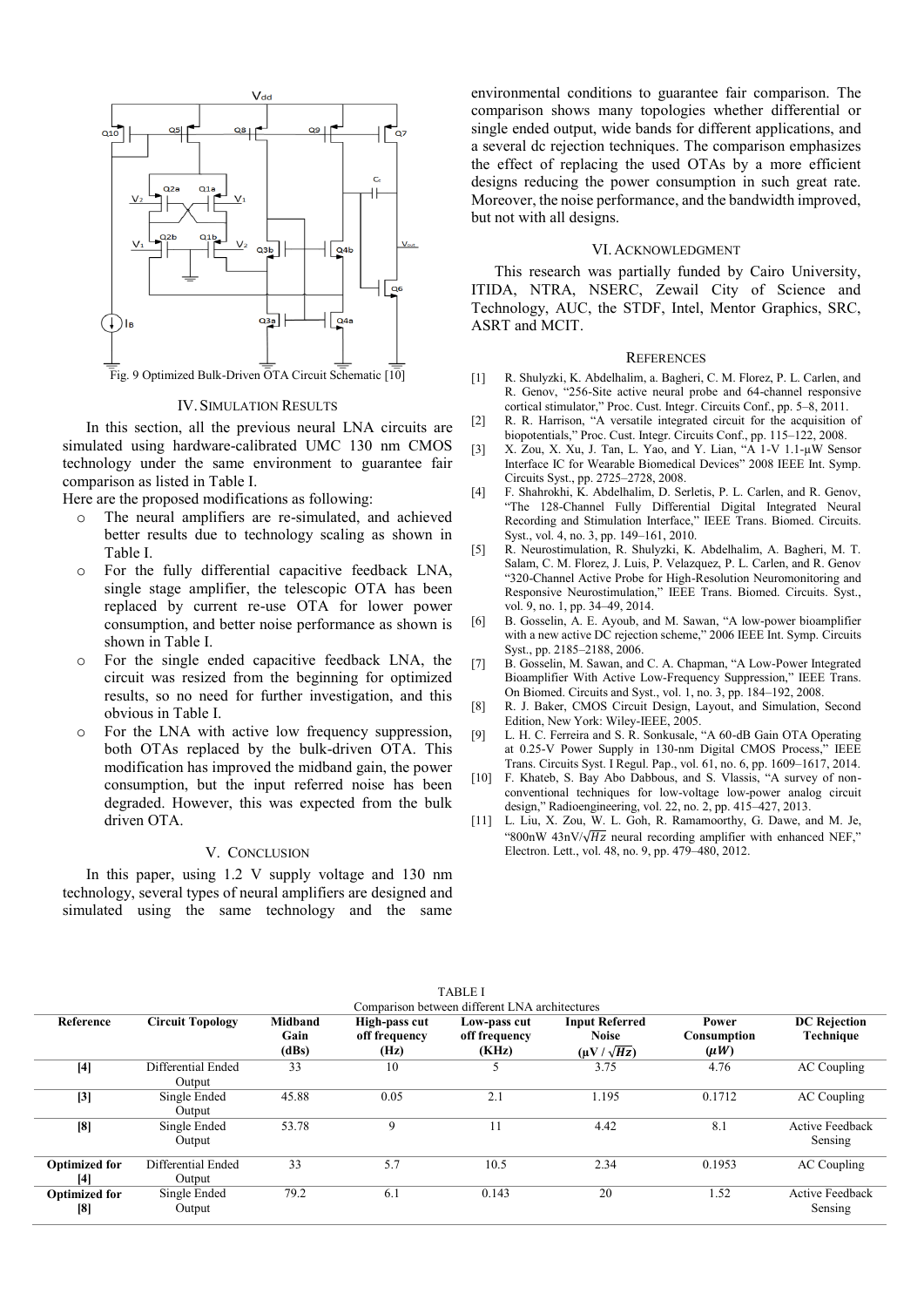Vdd

Q10 Q5 Q8 Q9 Q7

Q2a Q1a

V2 V1

Cc

Q2b Q1b

V1 V2

Q3b Q4b

Vout

Q6

IB

Q3a Q4a

Fig. 9 Optimized Bulk-Driven OTA Circuit Schematic [10]

## IV. Simulation Results

In this section, all the previous neural LNA circuits are simulated using hardware-calibrated UMC 130 nm CMOS technology under the same environment to guarantee fair comparison as listed in Table I.

Here are the proposed modifications as following:

- The neural amplifiers are re-simulated, and achieved better results due to technology scaling as shown in Table I.
- For the fully differential capacitive feedback LNA, single stage amplifier, the telescopic OTA has been replaced by current re-use OTA for lower power consumption, and better noise performance as shown is shown in Table I.
- For the single ended capacitive feedback LNA, the circuit was resized from the beginning for optimized results, so no need for further investigation, and this obvious in Table I.
- For the LNA with active low frequency suppression, both OTAs replaced by the bulk-driven OTA. This modification has improved the midband gain, the power consumption, but the input referred noise has been degraded. However, this was expected from the bulk driven OTA.

## V. Conclusion

In this paper, using 1.2 V supply voltage and 130 nm technology, several types of neural amplifiers are designed and simulated using the same technology and the same environmental conditions to guarantee fair comparison. The comparison shows many topologies whether differential or single ended output, wide bands for different applications, and a several dc rejection techniques. The comparison emphasizes the effect of replacing the used OTAs by a more efficient designs reducing the power consumption in such great rate. Moreover, the noise performance, and the bandwidth improved, but not with all designs.

## VI. Acknowledgment

This research was partially funded by Cairo University, ITIDA, NTRA, NSERC, Zewail City of Science and Technology, AUC, the STDF, Intel, Mentor Graphics, SRC, ASRT and MCIT.

## References

[1] R. Shulyzki, K. Abdelhalim, a. Bagheri, C. M. Florez, P. L. Carlen, and R. Genov, "256-Site active neural probe and 64-channel responsive cortical stimulator," Proc. Cust. Integr. Circuits Conf., pp. 5–8, 2011.

[2] R. R. Harrison, "A versatile integrated circuit for the acquisition of biopotentials," Proc. Cust. Integr. Circuits Conf., pp. 115–122, 2008.

[3] X. Zou, X. Xu, J. Tan, L. Yao, and Y. Lian, "A 1-V 1.1-μW Sensor Interface IC for Wearable Biomedical Devices" 2008 IEEE Int. Symp. Circuits Syst., pp. 2725–2728, 2008.

[4] F. Shahrokhi, K. Abdelhalim, D. Serletis, P. L. Carlen, and R. Genov, "The 128-Channel Fully Differential Digital Integrated Neural Recording and Stimulation Interface," IEEE Trans. Biomed. Circuits. Syst., vol. 4, no. 3, pp. 149–161, 2010.

[5] R. Neurostimulation, R. Shulyzki, K. Abdelhalim, A. Bagheri, M. T. Salam, C. M. Florez, J. Luis, P. Velazquez, P. L. Carlen, and R. Genov "320-Channel Active Probe for High-Resolution Neuromonitoring and Responsive Neurostimulation," IEEE Trans. Biomed. Circuits. Syst., vol. 9, no. 1, pp. 34–49, 2014.

[6] B. Gosselin, A. E. Ayoub, and M. Sawan, "A low-power bioamplifier with a new active DC rejection scheme," 2006 IEEE Int. Symp. Circuits Syst., pp. 2185–2188, 2006.

[7] B. Gosselin, M. Sawan, and C. A. Chapman, "A Low-Power Integrated Bioamplifier With Active Low-Frequency Suppression," IEEE Trans. On Biomed. Circuits and Syst., vol. 1, no. 3, pp. 184–192, 2008.

[8] R. J. Baker, CMOS Circuit Design, Layout, and Simulation, Second Edition, New York: Wiley-IEEE, 2005.

[9] L. H. C. Ferreira and S. R. Sonkusale, "A 60-dB Gain OTA Operating at 0.25-V Power Supply in 130-nm Digital CMOS Process," IEEE Trans. Circuits Syst. I Regul. Pap., vol. 61, no. 6, pp. 1609–1617, 2014.

[10] F. Khateb, S. Bay Abo Dabbous, and S. Vlassis, "A survey of non-conventional techniques for low-voltage low-power analog circuit design," Radioengineering, vol. 22, no. 2, pp. 415–427, 2013.

[11] L. Liu, X. Zou, W. L. Goh, R. Ramamoorthy, G. Dawe, and M. Je, "800nW 43nV/$\sqrt{Hz}$ neural recording amplifier with enhanced NEF," Electron. Lett., vol. 48, no. 9, pp. 479–480, 2012.

TABLE I
Comparison between different LNA architectures

| Reference | Circuit Topology | Midband Gain (dBs) | High-pass cut off frequency (Hz) | Low-pass cut off frequency (KHz) | Input Referred Noise (μV / $\sqrt{Hz}$) | Power Consumption ($\mu W$) | DC Rejection Technique |
|---|---|---|---|---|---|---|---|
| **[4]** | Differential Ended Output | 33 | 10 | 5 | 3.75 | 4.76 | AC Coupling |
| **[3]** | Single Ended Output | 45.88 | 0.05 | 2.1 | 1.195 | 0.1712 | AC Coupling |
| **[8]** | Single Ended Output | 53.78 | 9 | 11 | 4.42 | 8.1 | Active Feedback Sensing |
| **Optimized for [4]** | Differential Ended Output | 33 | 5.7 | 10.5 | 2.34 | 0.1953 | AC Coupling |
| **Optimized for [8]** | Single Ended Output | 79.2 | 6.1 | 0.143 | 20 | 1.52 | Active Feedback Sensing |